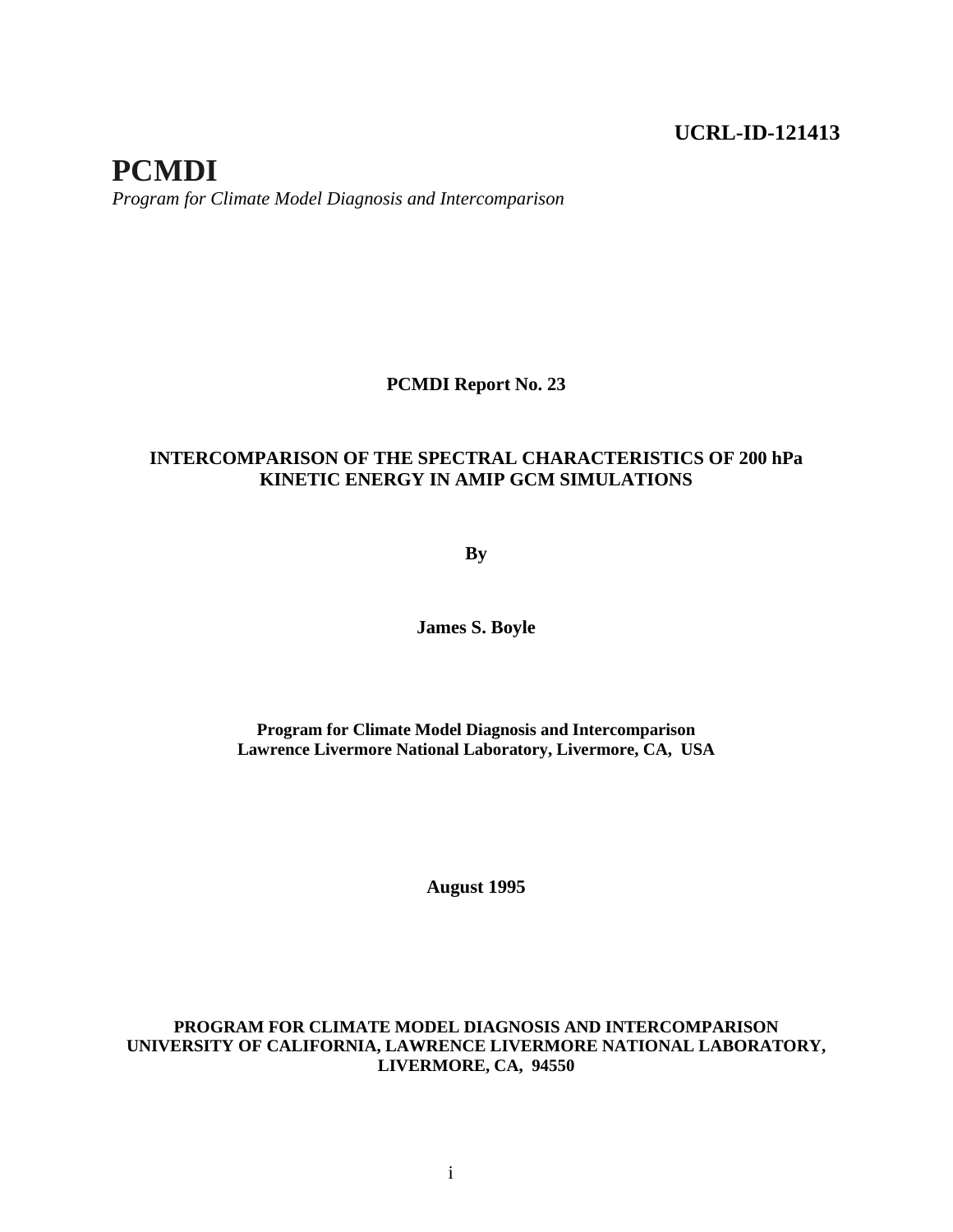**UCRL-ID-121413**

# PCMDI

*Program for Climate Model Diagnosis and Intercomparison*

**PCMDI Report No. 23**

## INTERCOMPARISON OF THE SPECTRAL CHARACTERISTICS OF 200 hPa KINETIC ENERGY IN AMIP GCM SIMULATIONS

**By**

**James S. Boyle**

**Program for Climate Model Diagnosis and Intercomparison**
**Lawrence Livermore National Laboratory, Livermore, CA, USA**

**August 1995**

**PROGRAM FOR CLIMATE MODEL DIAGNOSIS AND INTERCOMPARISON**
**UNIVERSITY OF CALIFORNIA, LAWRENCE LIVERMORE NATIONAL LABORATORY, LIVERMORE, CA, 94550**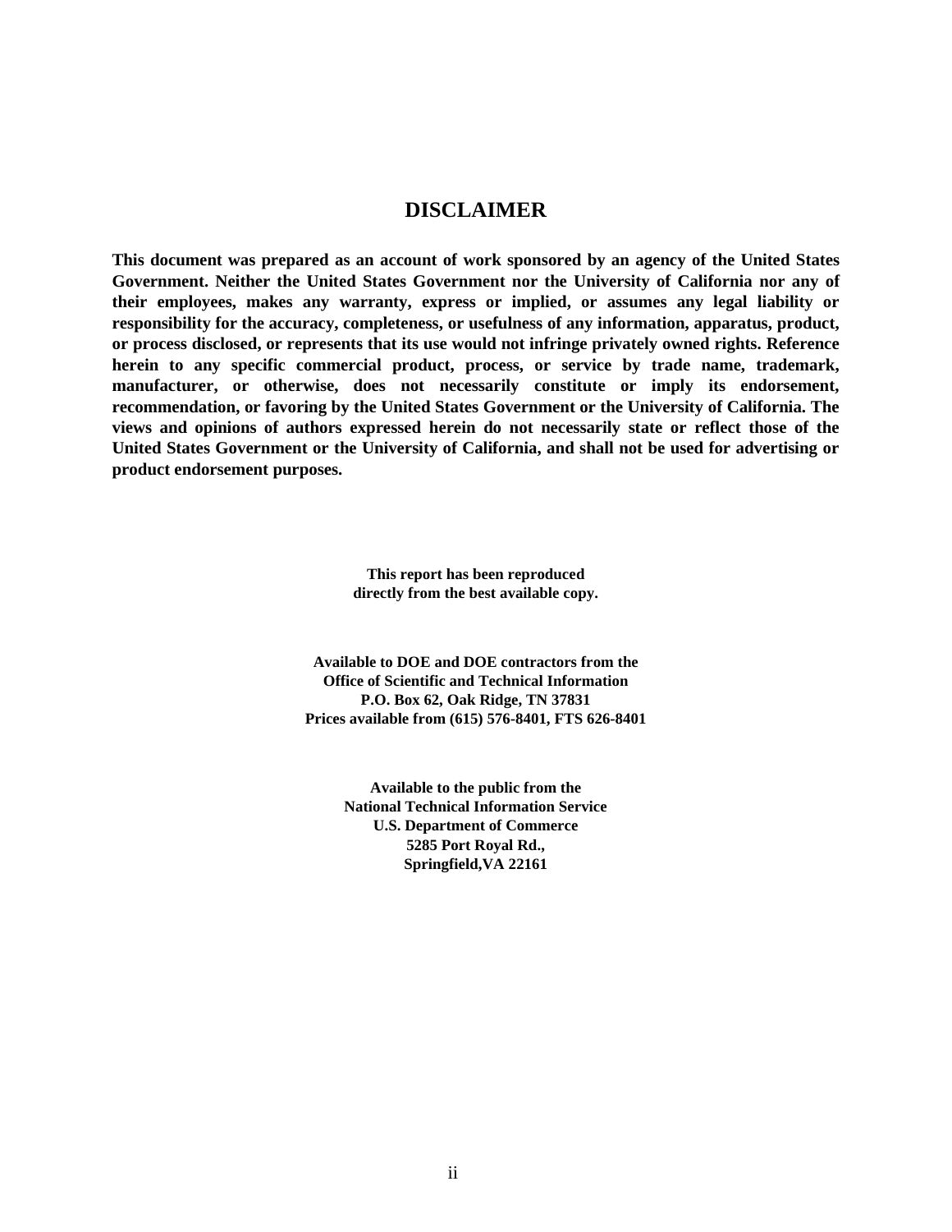# DISCLAIMER

**This document was prepared as an account of work sponsored by an agency of the United States Government. Neither the United States Government nor the University of California nor any of their employees, makes any warranty, express or implied, or assumes any legal liability or responsibility for the accuracy, completeness, or usefulness of any information, apparatus, product, or process disclosed, or represents that its use would not infringe privately owned rights. Reference herein to any specific commercial product, process, or service by trade name, trademark, manufacturer, or otherwise, does not necessarily constitute or imply its endorsement, recommendation, or favoring by the United States Government or the University of California. The views and opinions of authors expressed herein do not necessarily state or reflect those of the United States Government or the University of California, and shall not be used for advertising or product endorsement purposes.**

**This report has been reproduced directly from the best available copy.**

**Available to DOE and DOE contractors from the
Office of Scientific and Technical Information
P.O. Box 62, Oak Ridge, TN 37831
Prices available from (615) 576-8401, FTS 626-8401**

**Available to the public from the
National Technical Information Service
U.S. Department of Commerce
5285 Port Royal Rd.,
Springfield,VA 22161**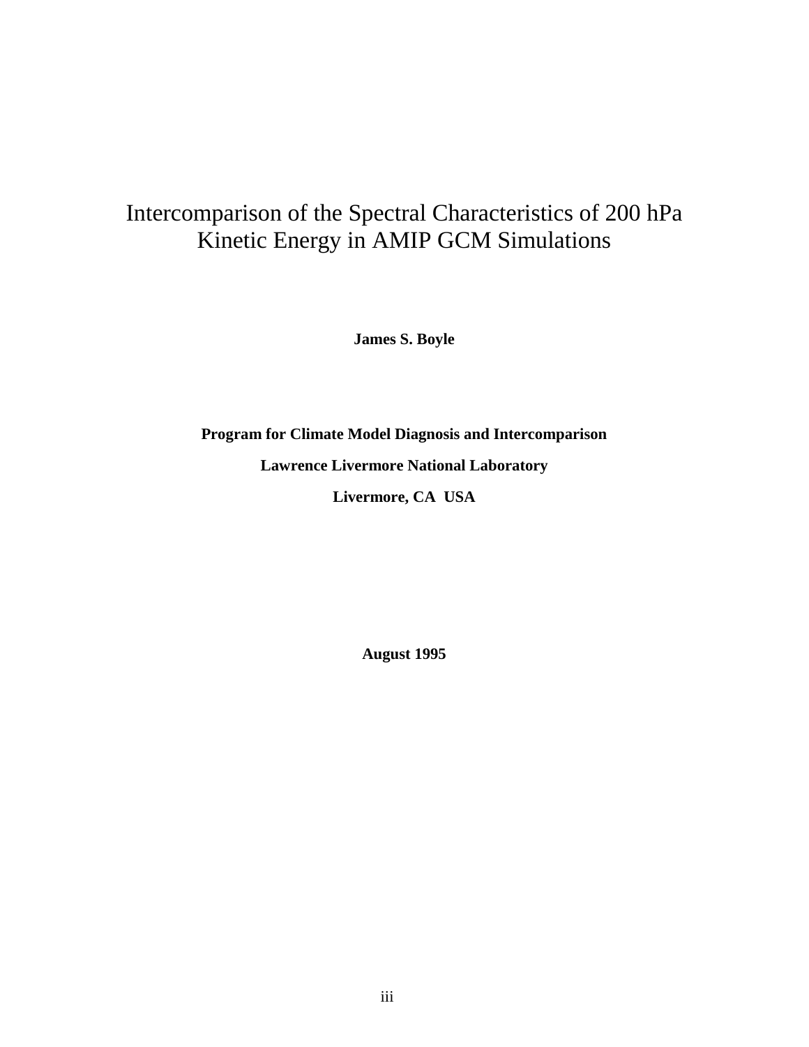# Intercomparison of the Spectral Characteristics of 200 hPa Kinetic Energy in AMIP GCM Simulations

**James S. Boyle**

**Program for Climate Model Diagnosis and Intercomparison**

**Lawrence Livermore National Laboratory**

**Livermore, CA  USA**

**August 1995**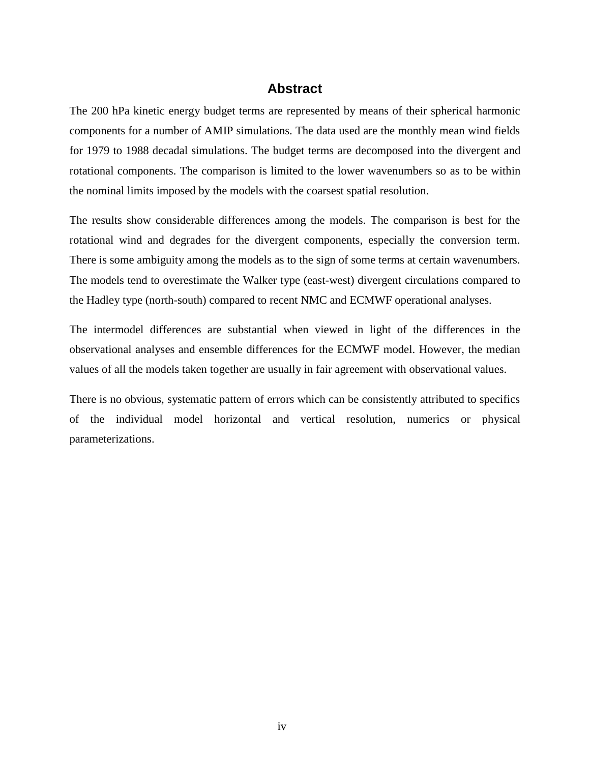## Abstract

The 200 hPa kinetic energy budget terms are represented by means of their spherical harmonic components for a number of AMIP simulations. The data used are the monthly mean wind fields for 1979 to 1988 decadal simulations. The budget terms are decomposed into the divergent and rotational components. The comparison is limited to the lower wavenumbers so as to be within the nominal limits imposed by the models with the coarsest spatial resolution.

The results show considerable differences among the models. The comparison is best for the rotational wind and degrades for the divergent components, especially the conversion term. There is some ambiguity among the models as to the sign of some terms at certain wavenumbers. The models tend to overestimate the Walker type (east-west) divergent circulations compared to the Hadley type (north-south) compared to recent NMC and ECMWF operational analyses.

The intermodel differences are substantial when viewed in light of the differences in the observational analyses and ensemble differences for the ECMWF model. However, the median values of all the models taken together are usually in fair agreement with observational values.

There is no obvious, systematic pattern of errors which can be consistently attributed to specifics of the individual model horizontal and vertical resolution, numerics or physical parameterizations.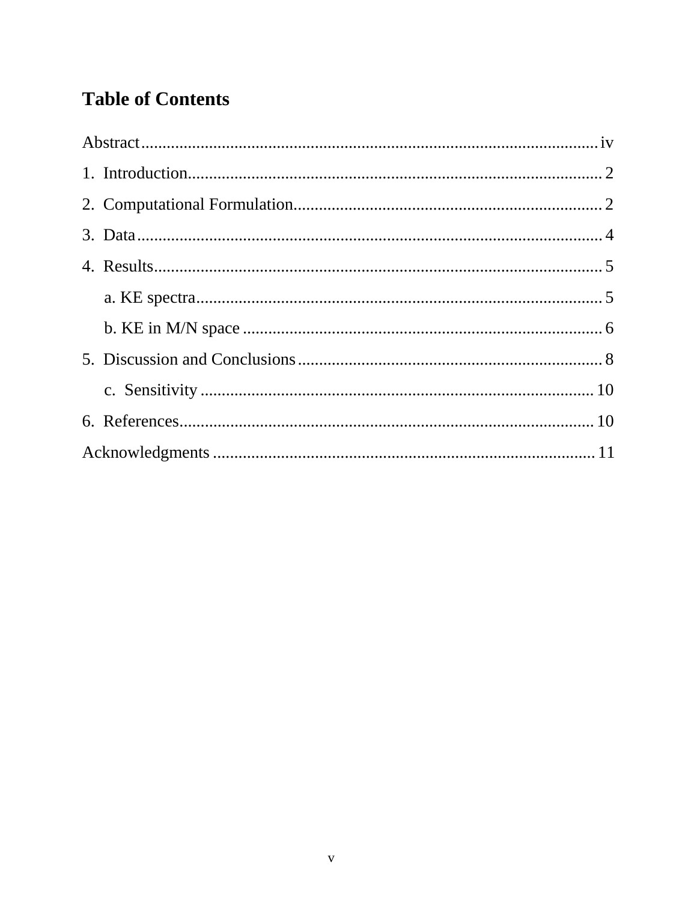# Table of Contents

Abstract ........................................................................................................ iv

1. Introduction ................................................................................................ 2

2. Computational Formulation ........................................................................ 2

3. Data ............................................................................................................ 4

4. Results ........................................................................................................ 5

    a. KE spectra ................................................................................................ 5

    b. KE in M/N space ...................................................................................... 6

5. Discussion and Conclusions ........................................................................ 8

    c. Sensitivity ............................................................................................... 10

6. References .................................................................................................. 10

Acknowledgments ........................................................................................... 11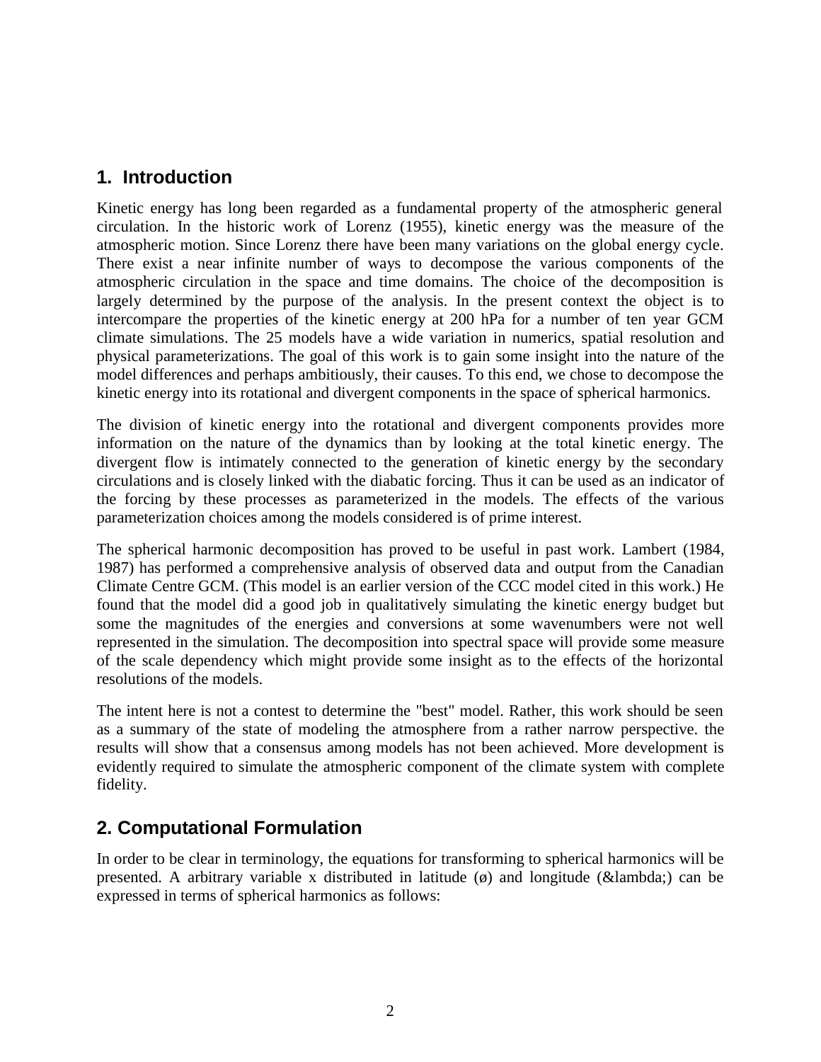## 1. Introduction

Kinetic energy has long been regarded as a fundamental property of the atmospheric general circulation. In the historic work of Lorenz (1955), kinetic energy was the measure of the atmospheric motion. Since Lorenz there have been many variations on the global energy cycle. There exist a near infinite number of ways to decompose the various components of the atmospheric circulation in the space and time domains. The choice of the decomposition is largely determined by the purpose of the analysis. In the present context the object is to intercompare the properties of the kinetic energy at 200 hPa for a number of ten year GCM climate simulations. The 25 models have a wide variation in numerics, spatial resolution and physical parameterizations. The goal of this work is to gain some insight into the nature of the model differences and perhaps ambitiously, their causes. To this end, we chose to decompose the kinetic energy into its rotational and divergent components in the space of spherical harmonics.

The division of kinetic energy into the rotational and divergent components provides more information on the nature of the dynamics than by looking at the total kinetic energy. The divergent flow is intimately connected to the generation of kinetic energy by the secondary circulations and is closely linked with the diabatic forcing. Thus it can be used as an indicator of the forcing by these processes as parameterized in the models. The effects of the various parameterization choices among the models considered is of prime interest.

The spherical harmonic decomposition has proved to be useful in past work. Lambert (1984, 1987) has performed a comprehensive analysis of observed data and output from the Canadian Climate Centre GCM. (This model is an earlier version of the CCC model cited in this work.) He found that the model did a good job in qualitatively simulating the kinetic energy budget but some the magnitudes of the energies and conversions at some wavenumbers were not well represented in the simulation. The decomposition into spectral space will provide some measure of the scale dependency which might provide some insight as to the effects of the horizontal resolutions of the models.

The intent here is not a contest to determine the "best" model. Rather, this work should be seen as a summary of the state of modeling the atmosphere from a rather narrow perspective. the results will show that a consensus among models has not been achieved. More development is evidently required to simulate the atmospheric component of the climate system with complete fidelity.

## 2. Computational Formulation

In order to be clear in terminology, the equations for transforming to spherical harmonics will be presented. A arbitrary variable x distributed in latitude (ø) and longitude (&lambda;) can be expressed in terms of spherical harmonics as follows: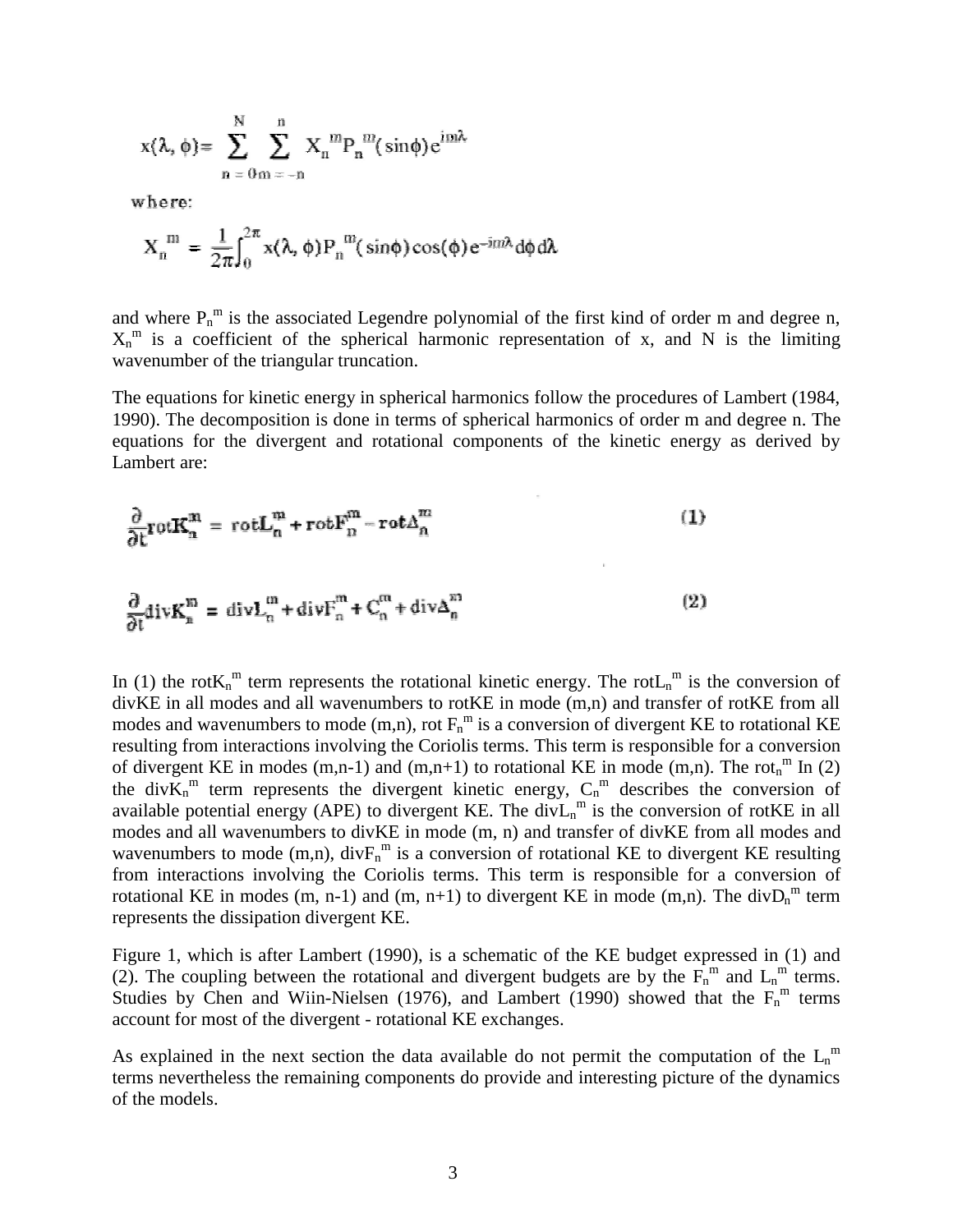$$x(\lambda, \phi) = \sum_{n=0}^{N} \sum_{m=-n}^{n} X_n^m P_n^m(\sin\phi) e^{im\lambda}$$

where:

$$X_n^m = \frac{1}{2\pi} \int_0^{2\pi} x(\lambda, \phi) P_n^m(\sin\phi) \cos(\phi) e^{-im\lambda} d\phi d\lambda$$

and where $P_n^m$ is the associated Legendre polynomial of the first kind of order m and degree n, $X_n^m$ is a coefficient of the spherical harmonic representation of x, and N is the limiting wavenumber of the triangular truncation.

The equations for kinetic energy in spherical harmonics follow the procedures of Lambert (1984, 1990). The decomposition is done in terms of spherical harmonics of order m and degree n. The equations for the divergent and rotational components of the kinetic energy as derived by Lambert are:

$$\frac{\partial}{\partial t} \mathrm{rot}\mathbf{K}_n^m = \mathrm{rot}\mathbf{L}_n^m + \mathrm{rot}\mathbf{F}_n^m - \mathrm{rot}\Delta_n^m \qquad (1)$$

$$\frac{\partial}{\partial t} \mathrm{div}\mathbf{K}_n^m = \mathrm{div}\mathbf{L}_n^m + \mathrm{div}\mathbf{F}_n^m + \mathbf{C}_n^m + \mathrm{div}\Delta_n^m \qquad (2)$$

In (1) the $\mathrm{rotK}_n^m$ term represents the rotational kinetic energy. The $\mathrm{rotL}_n^m$ is the conversion of divKE in all modes and all wavenumbers to rotKE in mode (m,n) and transfer of rotKE from all modes and wavenumbers to mode (m,n), rot $F_n^m$ is a conversion of divergent KE to rotational KE resulting from interactions involving the Coriolis terms. This term is responsible for a conversion of divergent KE in modes (m,n-1) and (m,n+1) to rotational KE in mode (m,n). The $\mathrm{rot}_n^m$ In (2) the $\mathrm{divK}_n^m$ term represents the divergent kinetic energy, $C_n^m$ describes the conversion of available potential energy (APE) to divergent KE. The $\mathrm{divL}_n^m$ is the conversion of rotKE in all modes and all wavenumbers to divKE in mode (m, n) and transfer of divKE from all modes and wavenumbers to mode (m,n), $\mathrm{divF}_n^m$ is a conversion of rotational KE to divergent KE resulting from interactions involving the Coriolis terms. This term is responsible for a conversion of rotational KE in modes (m, n-1) and (m, n+1) to divergent KE in mode (m,n). The $\mathrm{divD}_n^m$ term represents the dissipation divergent KE.

Figure 1, which is after Lambert (1990), is a schematic of the KE budget expressed in (1) and (2). The coupling between the rotational and divergent budgets are by the $F_n^m$ and $L_n^m$ terms. Studies by Chen and Wiin-Nielsen (1976), and Lambert (1990) showed that the $F_n^m$ terms account for most of the divergent - rotational KE exchanges.

As explained in the next section the data available do not permit the computation of the $L_n^m$ terms nevertheless the remaining components do provide and interesting picture of the dynamics of the models.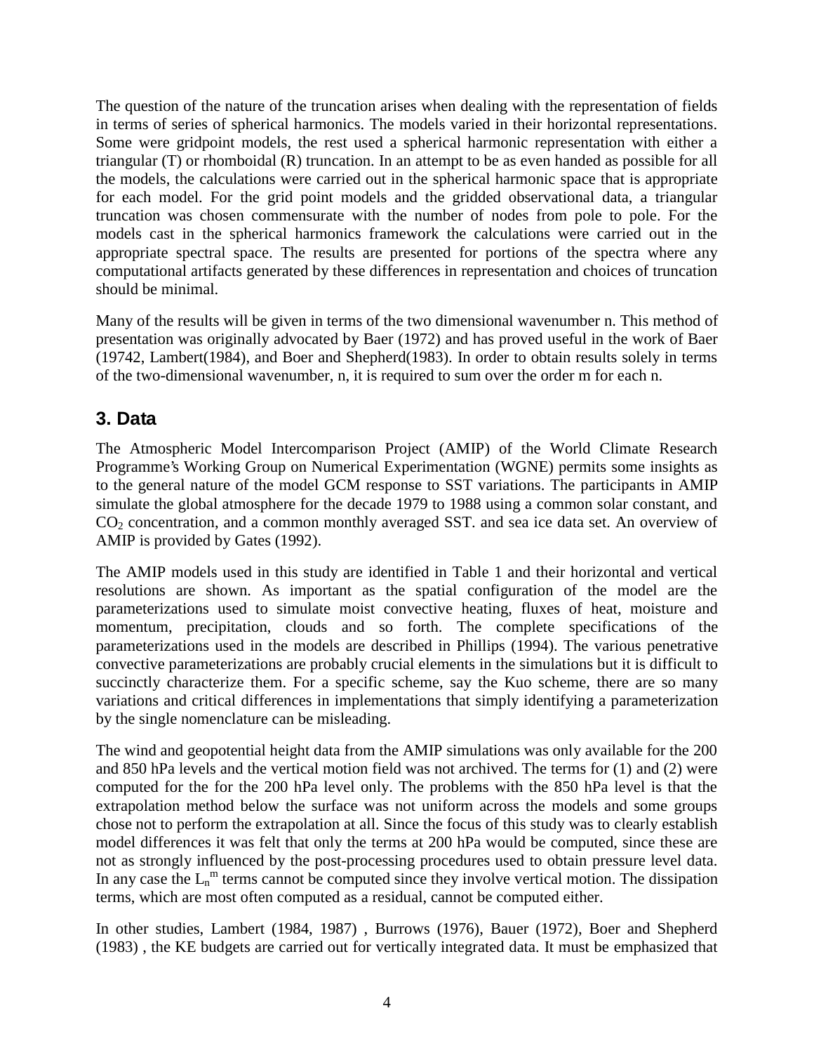The question of the nature of the truncation arises when dealing with the representation of fields in terms of series of spherical harmonics. The models varied in their horizontal representations. Some were gridpoint models, the rest used a spherical harmonic representation with either a triangular (T) or rhomboidal (R) truncation. In an attempt to be as even handed as possible for all the models, the calculations were carried out in the spherical harmonic space that is appropriate for each model. For the grid point models and the gridded observational data, a triangular truncation was chosen commensurate with the number of nodes from pole to pole. For the models cast in the spherical harmonics framework the calculations were carried out in the appropriate spectral space. The results are presented for portions of the spectra where any computational artifacts generated by these differences in representation and choices of truncation should be minimal.

Many of the results will be given in terms of the two dimensional wavenumber n. This method of presentation was originally advocated by Baer (1972) and has proved useful in the work of Baer (19742, Lambert(1984), and Boer and Shepherd(1983). In order to obtain results solely in terms of the two-dimensional wavenumber, n, it is required to sum over the order m for each n.

## 3. Data

The Atmospheric Model Intercomparison Project (AMIP) of the World Climate Research Programme's Working Group on Numerical Experimentation (WGNE) permits some insights as to the general nature of the model GCM response to SST variations. The participants in AMIP simulate the global atmosphere for the decade 1979 to 1988 using a common solar constant, and $CO_2$ concentration, and a common monthly averaged SST. and sea ice data set. An overview of AMIP is provided by Gates (1992).

The AMIP models used in this study are identified in Table 1 and their horizontal and vertical resolutions are shown. As important as the spatial configuration of the model are the parameterizations used to simulate moist convective heating, fluxes of heat, moisture and momentum, precipitation, clouds and so forth. The complete specifications of the parameterizations used in the models are described in Phillips (1994). The various penetrative convective parameterizations are probably crucial elements in the simulations but it is difficult to succinctly characterize them. For a specific scheme, say the Kuo scheme, there are so many variations and critical differences in implementations that simply identifying a parameterization by the single nomenclature can be misleading.

The wind and geopotential height data from the AMIP simulations was only available for the 200 and 850 hPa levels and the vertical motion field was not archived. The terms for (1) and (2) were computed for the for the 200 hPa level only. The problems with the 850 hPa level is that the extrapolation method below the surface was not uniform across the models and some groups chose not to perform the extrapolation at all. Since the focus of this study was to clearly establish model differences it was felt that only the terms at 200 hPa would be computed, since these are not as strongly influenced by the post-processing procedures used to obtain pressure level data. In any case the $L_n^m$ terms cannot be computed since they involve vertical motion. The dissipation terms, which are most often computed as a residual, cannot be computed either.

In other studies, Lambert (1984, 1987) , Burrows (1976), Bauer (1972), Boer and Shepherd (1983) , the KE budgets are carried out for vertically integrated data. It must be emphasized that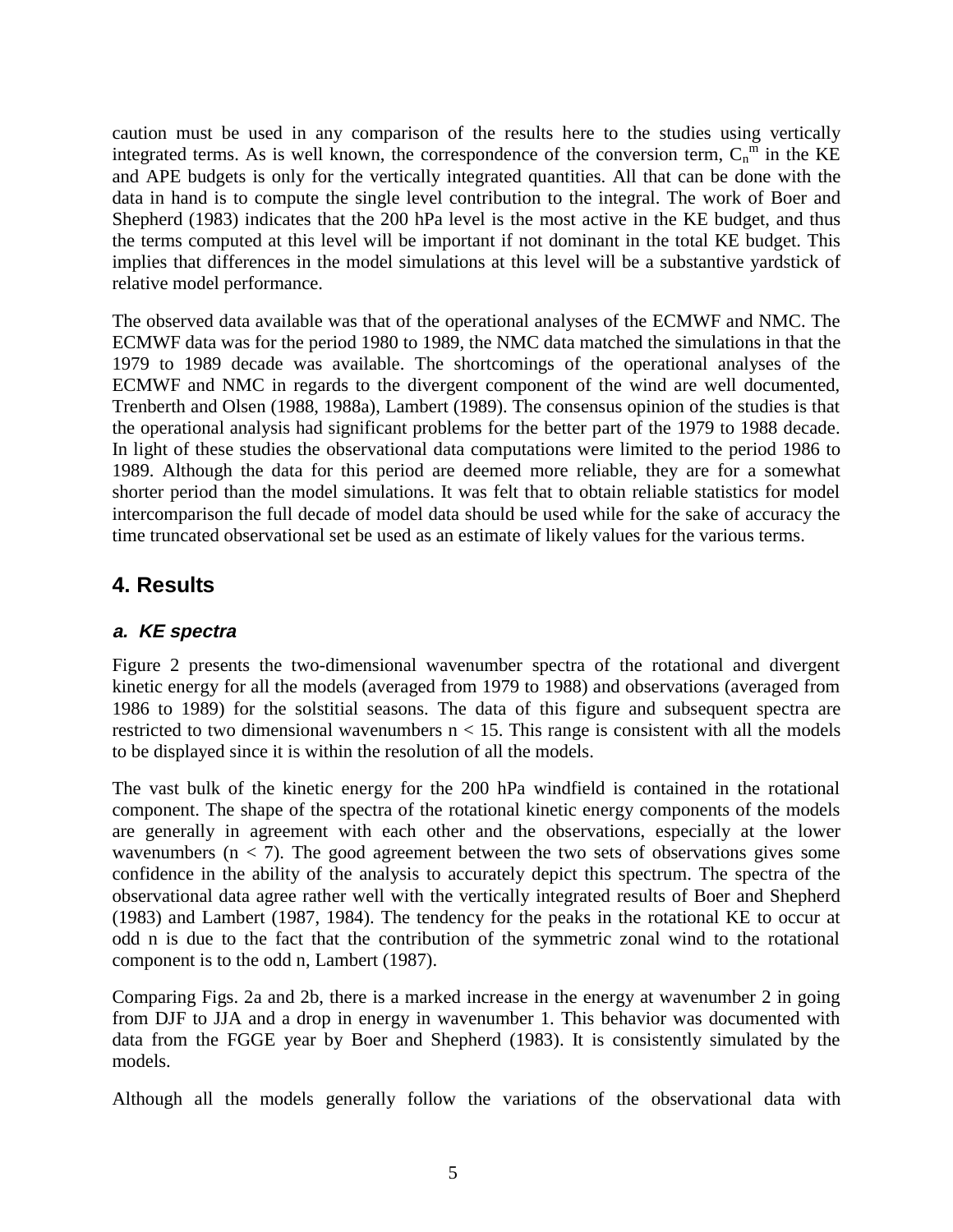caution must be used in any comparison of the results here to the studies using vertically integrated terms. As is well known, the correspondence of the conversion term, $C_n^m$ in the KE and APE budgets is only for the vertically integrated quantities. All that can be done with the data in hand is to compute the single level contribution to the integral. The work of Boer and Shepherd (1983) indicates that the 200 hPa level is the most active in the KE budget, and thus the terms computed at this level will be important if not dominant in the total KE budget. This implies that differences in the model simulations at this level will be a substantive yardstick of relative model performance.

The observed data available was that of the operational analyses of the ECMWF and NMC. The ECMWF data was for the period 1980 to 1989, the NMC data matched the simulations in that the 1979 to 1989 decade was available. The shortcomings of the operational analyses of the ECMWF and NMC in regards to the divergent component of the wind are well documented, Trenberth and Olsen (1988, 1988a), Lambert (1989). The consensus opinion of the studies is that the operational analysis had significant problems for the better part of the 1979 to 1988 decade. In light of these studies the observational data computations were limited to the period 1986 to 1989. Although the data for this period are deemed more reliable, they are for a somewhat shorter period than the model simulations. It was felt that to obtain reliable statistics for model intercomparison the full decade of model data should be used while for the sake of accuracy the time truncated observational set be used as an estimate of likely values for the various terms.

## 4. Results

### *a. KE spectra*

Figure 2 presents the two-dimensional wavenumber spectra of the rotational and divergent kinetic energy for all the models (averaged from 1979 to 1988) and observations (averaged from 1986 to 1989) for the solstitial seasons. The data of this figure and subsequent spectra are restricted to two dimensional wavenumbers $n < 15$. This range is consistent with all the models to be displayed since it is within the resolution of all the models.

The vast bulk of the kinetic energy for the 200 hPa windfield is contained in the rotational component. The shape of the spectra of the rotational kinetic energy components of the models are generally in agreement with each other and the observations, especially at the lower wavenumbers ($n < 7$). The good agreement between the two sets of observations gives some confidence in the ability of the analysis to accurately depict this spectrum. The spectra of the observational data agree rather well with the vertically integrated results of Boer and Shepherd (1983) and Lambert (1987, 1984). The tendency for the peaks in the rotational KE to occur at odd n is due to the fact that the contribution of the symmetric zonal wind to the rotational component is to the odd n, Lambert (1987).

Comparing Figs. 2a and 2b, there is a marked increase in the energy at wavenumber 2 in going from DJF to JJA and a drop in energy in wavenumber 1. This behavior was documented with data from the FGGE year by Boer and Shepherd (1983). It is consistently simulated by the models.

Although all the models generally follow the variations of the observational data with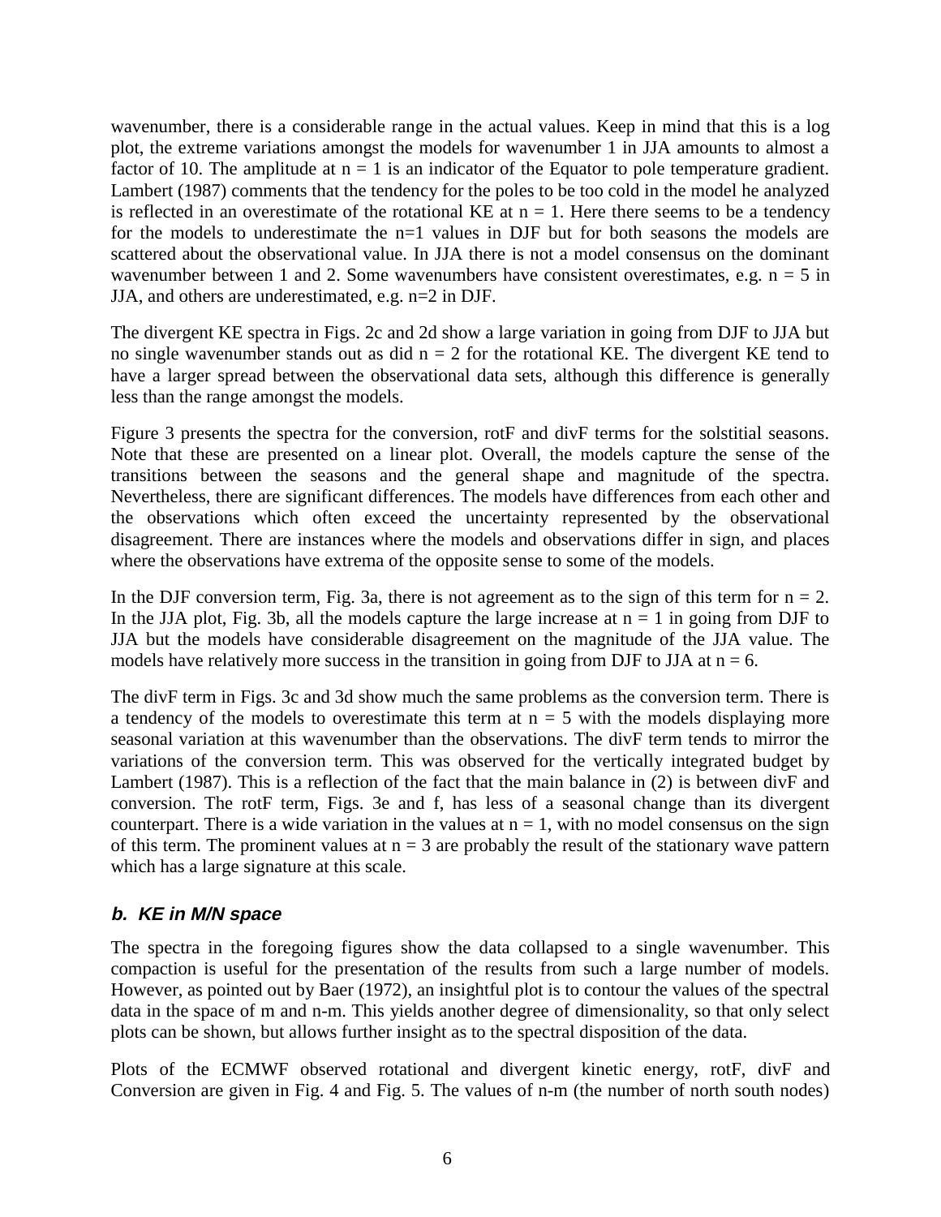wavenumber, there is a considerable range in the actual values. Keep in mind that this is a log plot, the extreme variations amongst the models for wavenumber 1 in JJA amounts to almost a factor of 10. The amplitude at $n = 1$ is an indicator of the Equator to pole temperature gradient. Lambert (1987) comments that the tendency for the poles to be too cold in the model he analyzed is reflected in an overestimate of the rotational KE at $n = 1$. Here there seems to be a tendency for the models to underestimate the $n=1$ values in DJF but for both seasons the models are scattered about the observational value. In JJA there is not a model consensus on the dominant wavenumber between 1 and 2. Some wavenumbers have consistent overestimates, e.g. $n = 5$ in JJA, and others are underestimated, e.g. $n=2$ in DJF.

The divergent KE spectra in Figs. 2c and 2d show a large variation in going from DJF to JJA but no single wavenumber stands out as did $n = 2$ for the rotational KE. The divergent KE tend to have a larger spread between the observational data sets, although this difference is generally less than the range amongst the models.

Figure 3 presents the spectra for the conversion, rotF and divF terms for the solstitial seasons. Note that these are presented on a linear plot. Overall, the models capture the sense of the transitions between the seasons and the general shape and magnitude of the spectra. Nevertheless, there are significant differences. The models have differences from each other and the observations which often exceed the uncertainty represented by the observational disagreement. There are instances where the models and observations differ in sign, and places where the observations have extrema of the opposite sense to some of the models.

In the DJF conversion term, Fig. 3a, there is not agreement as to the sign of this term for $n = 2$. In the JJA plot, Fig. 3b, all the models capture the large increase at $n = 1$ in going from DJF to JJA but the models have considerable disagreement on the magnitude of the JJA value. The models have relatively more success in the transition in going from DJF to JJA at $n = 6$.

The divF term in Figs. 3c and 3d show much the same problems as the conversion term. There is a tendency of the models to overestimate this term at $n = 5$ with the models displaying more seasonal variation at this wavenumber than the observations. The divF term tends to mirror the variations of the conversion term. This was observed for the vertically integrated budget by Lambert (1987). This is a reflection of the fact that the main balance in (2) is between divF and conversion. The rotF term, Figs. 3e and f, has less of a seasonal change than its divergent counterpart. There is a wide variation in the values at $n = 1$, with no model consensus on the sign of this term. The prominent values at $n = 3$ are probably the result of the stationary wave pattern which has a large signature at this scale.

### *b. KE in M/N space*

The spectra in the foregoing figures show the data collapsed to a single wavenumber. This compaction is useful for the presentation of the results from such a large number of models. However, as pointed out by Baer (1972), an insightful plot is to contour the values of the spectral data in the space of m and n-m. This yields another degree of dimensionality, so that only select plots can be shown, but allows further insight as to the spectral disposition of the data.

Plots of the ECMWF observed rotational and divergent kinetic energy, rotF, divF and Conversion are given in Fig. 4 and Fig. 5. The values of n-m (the number of north south nodes)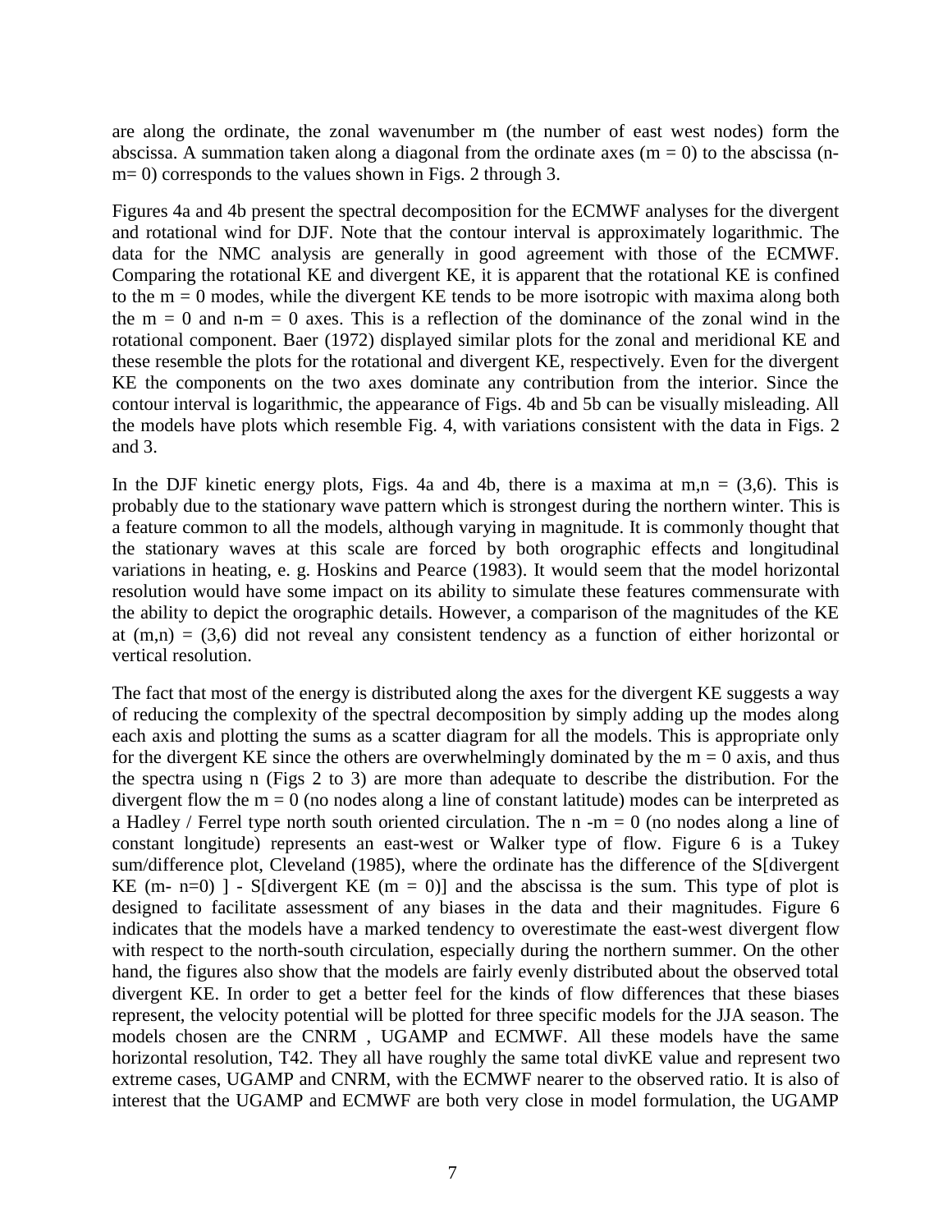are along the ordinate, the zonal wavenumber m (the number of east west nodes) form the abscissa. A summation taken along a diagonal from the ordinate axes ($m = 0$) to the abscissa ($n-m = 0$) corresponds to the values shown in Figs. 2 through 3.

Figures 4a and 4b present the spectral decomposition for the ECMWF analyses for the divergent and rotational wind for DJF. Note that the contour interval is approximately logarithmic. The data for the NMC analysis are generally in good agreement with those of the ECMWF. Comparing the rotational KE and divergent KE, it is apparent that the rotational KE is confined to the $m = 0$ modes, while the divergent KE tends to be more isotropic with maxima along both the $m = 0$ and $n-m = 0$ axes. This is a reflection of the dominance of the zonal wind in the rotational component. Baer (1972) displayed similar plots for the zonal and meridional KE and these resemble the plots for the rotational and divergent KE, respectively. Even for the divergent KE the components on the two axes dominate any contribution from the interior. Since the contour interval is logarithmic, the appearance of Figs. 4b and 5b can be visually misleading. All the models have plots which resemble Fig. 4, with variations consistent with the data in Figs. 2 and 3.

In the DJF kinetic energy plots, Figs. 4a and 4b, there is a maxima at $m,n = (3,6)$. This is probably due to the stationary wave pattern which is strongest during the northern winter. This is a feature common to all the models, although varying in magnitude. It is commonly thought that the stationary waves at this scale are forced by both orographic effects and longitudinal variations in heating, e. g. Hoskins and Pearce (1983). It would seem that the model horizontal resolution would have some impact on its ability to simulate these features commensurate with the ability to depict the orographic details. However, a comparison of the magnitudes of the KE at $(m,n) = (3,6)$ did not reveal any consistent tendency as a function of either horizontal or vertical resolution.

The fact that most of the energy is distributed along the axes for the divergent KE suggests a way of reducing the complexity of the spectral decomposition by simply adding up the modes along each axis and plotting the sums as a scatter diagram for all the models. This is appropriate only for the divergent KE since the others are overwhelmingly dominated by the $m = 0$ axis, and thus the spectra using n (Figs 2 to 3) are more than adequate to describe the distribution. For the divergent flow the $m = 0$ (no nodes along a line of constant latitude) modes can be interpreted as a Hadley / Ferrel type north south oriented circulation. The $n - m = 0$ (no nodes along a line of constant longitude) represents an east-west or Walker type of flow. Figure 6 is a Tukey sum/difference plot, Cleveland (1985), where the ordinate has the difference of the S[divergent KE ($m- n=0$) ] - S[divergent KE ($m = 0$)] and the abscissa is the sum. This type of plot is designed to facilitate assessment of any biases in the data and their magnitudes. Figure 6 indicates that the models have a marked tendency to overestimate the east-west divergent flow with respect to the north-south circulation, especially during the northern summer. On the other hand, the figures also show that the models are fairly evenly distributed about the observed total divergent KE. In order to get a better feel for the kinds of flow differences that these biases represent, the velocity potential will be plotted for three specific models for the JJA season. The models chosen are the CNRM , UGAMP and ECMWF. All these models have the same horizontal resolution, T42. They all have roughly the same total divKE value and represent two extreme cases, UGAMP and CNRM, with the ECMWF nearer to the observed ratio. It is also of interest that the UGAMP and ECMWF are both very close in model formulation, the UGAMP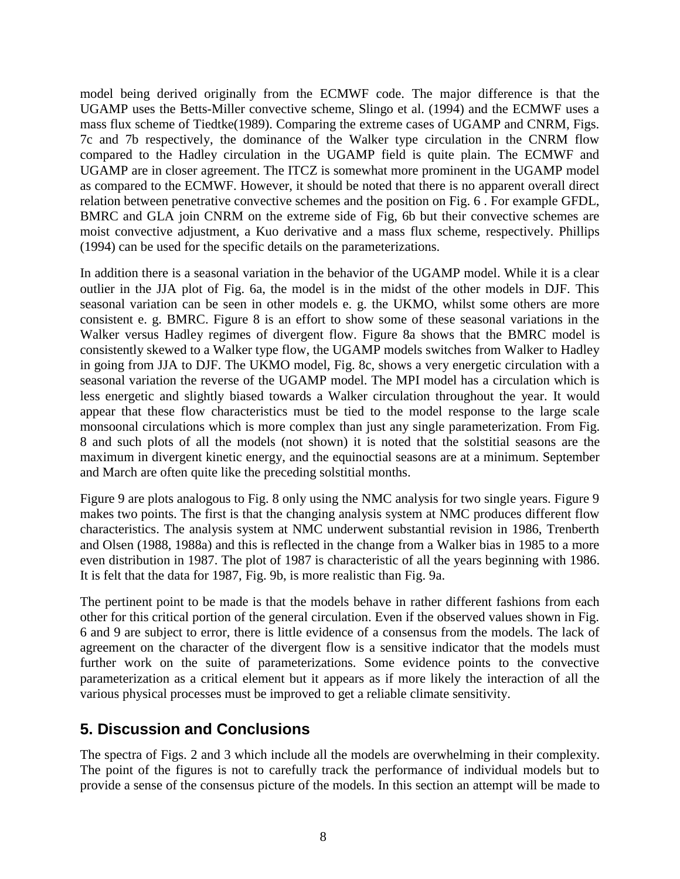model being derived originally from the ECMWF code. The major difference is that the UGAMP uses the Betts-Miller convective scheme, Slingo et al. (1994) and the ECMWF uses a mass flux scheme of Tiedtke(1989). Comparing the extreme cases of UGAMP and CNRM, Figs. 7c and 7b respectively, the dominance of the Walker type circulation in the CNRM flow compared to the Hadley circulation in the UGAMP field is quite plain. The ECMWF and UGAMP are in closer agreement. The ITCZ is somewhat more prominent in the UGAMP model as compared to the ECMWF. However, it should be noted that there is no apparent overall direct relation between penetrative convective schemes and the position on Fig. 6 . For example GFDL, BMRC and GLA join CNRM on the extreme side of Fig, 6b but their convective schemes are moist convective adjustment, a Kuo derivative and a mass flux scheme, respectively. Phillips (1994) can be used for the specific details on the parameterizations.

In addition there is a seasonal variation in the behavior of the UGAMP model. While it is a clear outlier in the JJA plot of Fig. 6a, the model is in the midst of the other models in DJF. This seasonal variation can be seen in other models e. g. the UKMO, whilst some others are more consistent e. g. BMRC. Figure 8 is an effort to show some of these seasonal variations in the Walker versus Hadley regimes of divergent flow. Figure 8a shows that the BMRC model is consistently skewed to a Walker type flow, the UGAMP models switches from Walker to Hadley in going from JJA to DJF. The UKMO model, Fig. 8c, shows a very energetic circulation with a seasonal variation the reverse of the UGAMP model. The MPI model has a circulation which is less energetic and slightly biased towards a Walker circulation throughout the year. It would appear that these flow characteristics must be tied to the model response to the large scale monsoonal circulations which is more complex than just any single parameterization. From Fig. 8 and such plots of all the models (not shown) it is noted that the solstitial seasons are the maximum in divergent kinetic energy, and the equinoctial seasons are at a minimum. September and March are often quite like the preceding solstitial months.

Figure 9 are plots analogous to Fig. 8 only using the NMC analysis for two single years. Figure 9 makes two points. The first is that the changing analysis system at NMC produces different flow characteristics. The analysis system at NMC underwent substantial revision in 1986, Trenberth and Olsen (1988, 1988a) and this is reflected in the change from a Walker bias in 1985 to a more even distribution in 1987. The plot of 1987 is characteristic of all the years beginning with 1986. It is felt that the data for 1987, Fig. 9b, is more realistic than Fig. 9a.

The pertinent point to be made is that the models behave in rather different fashions from each other for this critical portion of the general circulation. Even if the observed values shown in Fig. 6 and 9 are subject to error, there is little evidence of a consensus from the models. The lack of agreement on the character of the divergent flow is a sensitive indicator that the models must further work on the suite of parameterizations. Some evidence points to the convective parameterization as a critical element but it appears as if more likely the interaction of all the various physical processes must be improved to get a reliable climate sensitivity.

## 5. Discussion and Conclusions

The spectra of Figs. 2 and 3 which include all the models are overwhelming in their complexity. The point of the figures is not to carefully track the performance of individual models but to provide a sense of the consensus picture of the models. In this section an attempt will be made to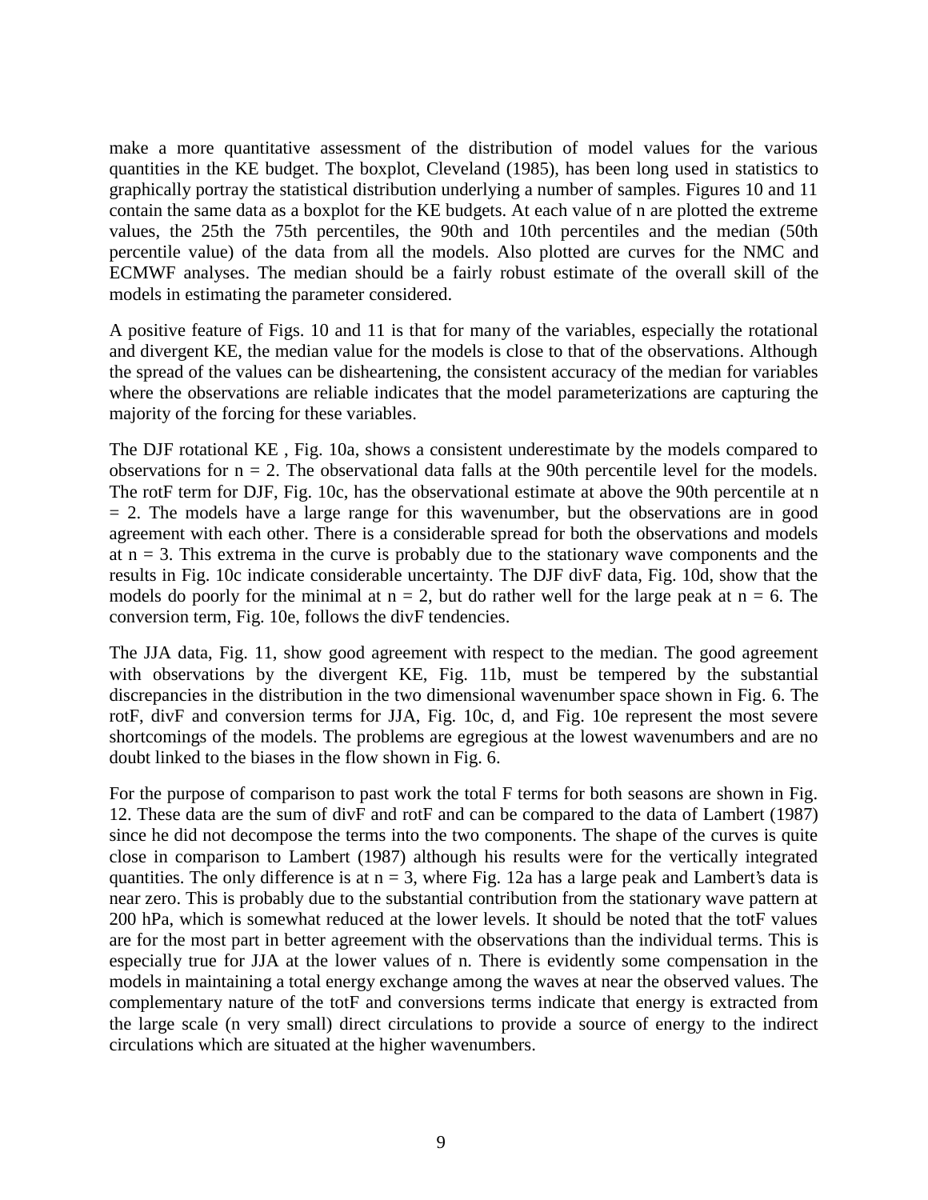make a more quantitative assessment of the distribution of model values for the various quantities in the KE budget. The boxplot, Cleveland (1985), has been long used in statistics to graphically portray the statistical distribution underlying a number of samples. Figures 10 and 11 contain the same data as a boxplot for the KE budgets. At each value of n are plotted the extreme values, the 25th the 75th percentiles, the 90th and 10th percentiles and the median (50th percentile value) of the data from all the models. Also plotted are curves for the NMC and ECMWF analyses. The median should be a fairly robust estimate of the overall skill of the models in estimating the parameter considered.

A positive feature of Figs. 10 and 11 is that for many of the variables, especially the rotational and divergent KE, the median value for the models is close to that of the observations. Although the spread of the values can be disheartening, the consistent accuracy of the median for variables where the observations are reliable indicates that the model parameterizations are capturing the majority of the forcing for these variables.

The DJF rotational KE , Fig. 10a, shows a consistent underestimate by the models compared to observations for n = 2. The observational data falls at the 90th percentile level for the models. The rotF term for DJF, Fig. 10c, has the observational estimate at above the 90th percentile at n = 2. The models have a large range for this wavenumber, but the observations are in good agreement with each other. There is a considerable spread for both the observations and models at n = 3. This extrema in the curve is probably due to the stationary wave components and the results in Fig. 10c indicate considerable uncertainty. The DJF divF data, Fig. 10d, show that the models do poorly for the minimal at n = 2, but do rather well for the large peak at n = 6. The conversion term, Fig. 10e, follows the divF tendencies.

The JJA data, Fig. 11, show good agreement with respect to the median. The good agreement with observations by the divergent KE, Fig. 11b, must be tempered by the substantial discrepancies in the distribution in the two dimensional wavenumber space shown in Fig. 6. The rotF, divF and conversion terms for JJA, Fig. 10c, d, and Fig. 10e represent the most severe shortcomings of the models. The problems are egregious at the lowest wavenumbers and are no doubt linked to the biases in the flow shown in Fig. 6.

For the purpose of comparison to past work the total F terms for both seasons are shown in Fig. 12. These data are the sum of divF and rotF and can be compared to the data of Lambert (1987) since he did not decompose the terms into the two components. The shape of the curves is quite close in comparison to Lambert (1987) although his results were for the vertically integrated quantities. The only difference is at n = 3, where Fig. 12a has a large peak and Lambert's data is near zero. This is probably due to the substantial contribution from the stationary wave pattern at 200 hPa, which is somewhat reduced at the lower levels. It should be noted that the totF values are for the most part in better agreement with the observations than the individual terms. This is especially true for JJA at the lower values of n. There is evidently some compensation in the models in maintaining a total energy exchange among the waves at near the observed values. The complementary nature of the totF and conversions terms indicate that energy is extracted from the large scale (n very small) direct circulations to provide a source of energy to the indirect circulations which are situated at the higher wavenumbers.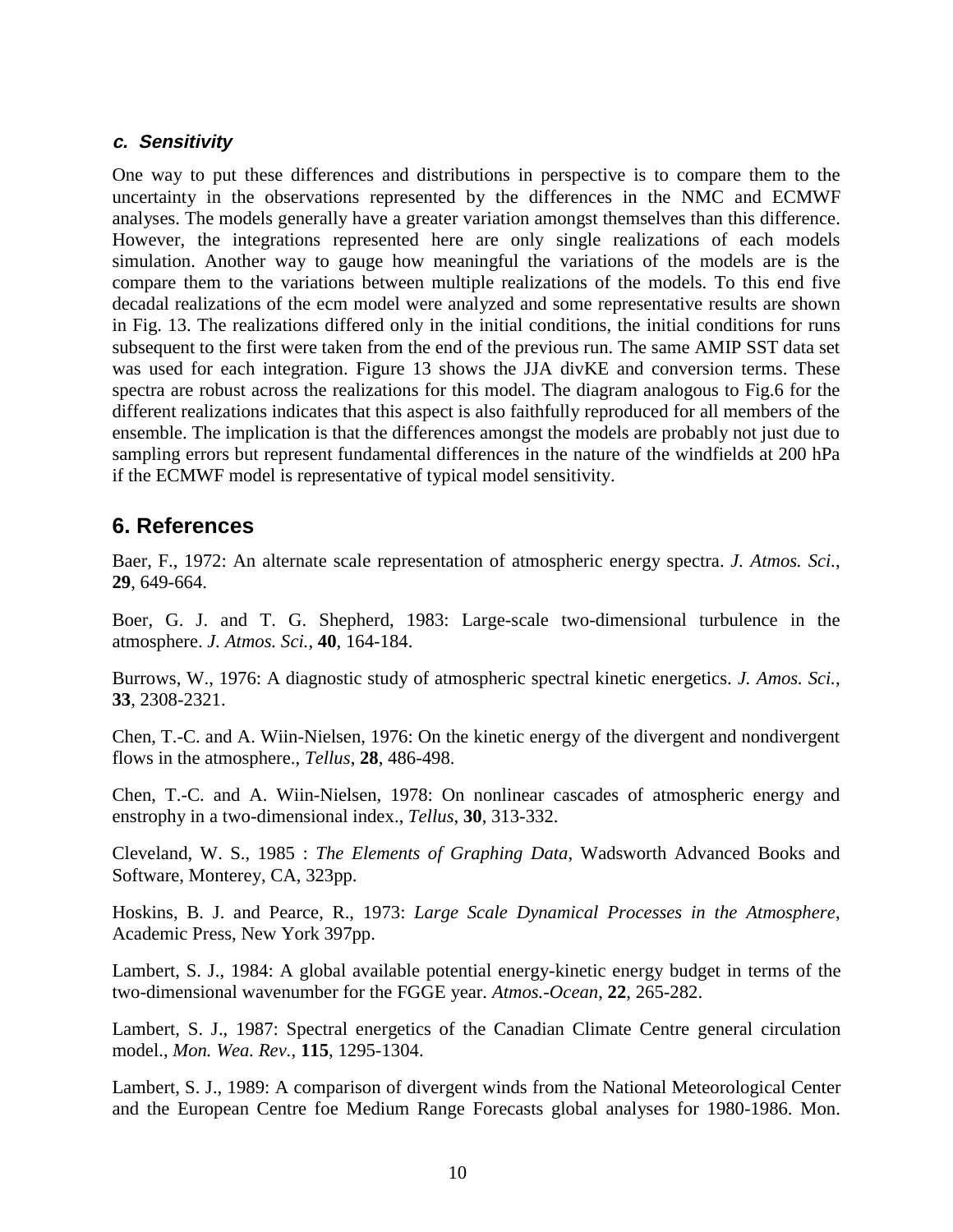### *c. Sensitivity*

One way to put these differences and distributions in perspective is to compare them to the uncertainty in the observations represented by the differences in the NMC and ECMWF analyses. The models generally have a greater variation amongst themselves than this difference. However, the integrations represented here are only single realizations of each models simulation. Another way to gauge how meaningful the variations of the models are is the compare them to the variations between multiple realizations of the models. To this end five decadal realizations of the ecm model were analyzed and some representative results are shown in Fig. 13. The realizations differed only in the initial conditions, the initial conditions for runs subsequent to the first were taken from the end of the previous run. The same AMIP SST data set was used for each integration. Figure 13 shows the JJA divKE and conversion terms. These spectra are robust across the realizations for this model. The diagram analogous to Fig.6 for the different realizations indicates that this aspect is also faithfully reproduced for all members of the ensemble. The implication is that the differences amongst the models are probably not just due to sampling errors but represent fundamental differences in the nature of the windfields at 200 hPa if the ECMWF model is representative of typical model sensitivity.

## 6. References

Baer, F., 1972: An alternate scale representation of atmospheric energy spectra. *J. Atmos. Sci.*, **29**, 649-664.

Boer, G. J. and T. G. Shepherd, 1983: Large-scale two-dimensional turbulence in the atmosphere. *J. Atmos. Sci.*, **40**, 164-184.

Burrows, W., 1976: A diagnostic study of atmospheric spectral kinetic energetics. *J. Amos. Sci.*, **33**, 2308-2321.

Chen, T.-C. and A. Wiin-Nielsen, 1976: On the kinetic energy of the divergent and nondivergent flows in the atmosphere., *Tellus*, **28**, 486-498.

Chen, T.-C. and A. Wiin-Nielsen, 1978: On nonlinear cascades of atmospheric energy and enstrophy in a two-dimensional index., *Tellus*, **30**, 313-332.

Cleveland, W. S., 1985 : *The Elements of Graphing Data*, Wadsworth Advanced Books and Software, Monterey, CA, 323pp.

Hoskins, B. J. and Pearce, R., 1973: *Large Scale Dynamical Processes in the Atmosphere*, Academic Press, New York 397pp.

Lambert, S. J., 1984: A global available potential energy-kinetic energy budget in terms of the two-dimensional wavenumber for the FGGE year. *Atmos.-Ocean*, **22**, 265-282.

Lambert, S. J., 1987: Spectral energetics of the Canadian Climate Centre general circulation model., *Mon. Wea. Rev.*, **115**, 1295-1304.

Lambert, S. J., 1989: A comparison of divergent winds from the National Meteorological Center and the European Centre foe Medium Range Forecasts global analyses for 1980-1986. Mon.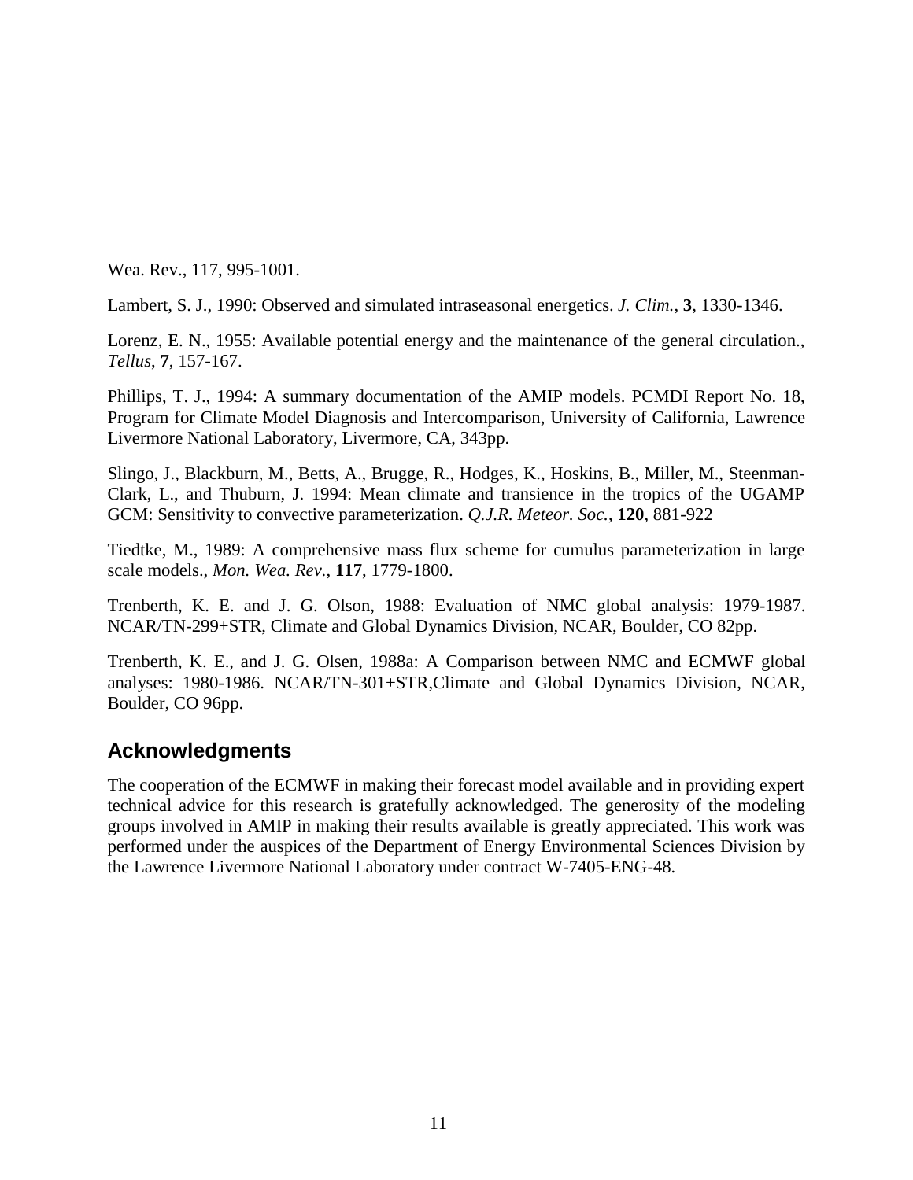Wea. Rev., 117, 995-1001.

Lambert, S. J., 1990: Observed and simulated intraseasonal energetics. *J. Clim.*, **3**, 1330-1346.

Lorenz, E. N., 1955: Available potential energy and the maintenance of the general circulation., *Tellus*, **7**, 157-167.

Phillips, T. J., 1994: A summary documentation of the AMIP models. PCMDI Report No. 18, Program for Climate Model Diagnosis and Intercomparison, University of California, Lawrence Livermore National Laboratory, Livermore, CA, 343pp.

Slingo, J., Blackburn, M., Betts, A., Brugge, R., Hodges, K., Hoskins, B., Miller, M., Steenman-Clark, L., and Thuburn, J. 1994: Mean climate and transience in the tropics of the UGAMP GCM: Sensitivity to convective parameterization. *Q.J.R. Meteor. Soc.*, **120**, 881-922

Tiedtke, M., 1989: A comprehensive mass flux scheme for cumulus parameterization in large scale models., *Mon. Wea. Rev.*, **117**, 1779-1800.

Trenberth, K. E. and J. G. Olson, 1988: Evaluation of NMC global analysis: 1979-1987. NCAR/TN-299+STR, Climate and Global Dynamics Division, NCAR, Boulder, CO 82pp.

Trenberth, K. E., and J. G. Olsen, 1988a: A Comparison between NMC and ECMWF global analyses: 1980-1986. NCAR/TN-301+STR,Climate and Global Dynamics Division, NCAR, Boulder, CO 96pp.

## Acknowledgments

The cooperation of the ECMWF in making their forecast model available and in providing expert technical advice for this research is gratefully acknowledged. The generosity of the modeling groups involved in AMIP in making their results available is greatly appreciated. This work was performed under the auspices of the Department of Energy Environmental Sciences Division by the Lawrence Livermore National Laboratory under contract W-7405-ENG-48.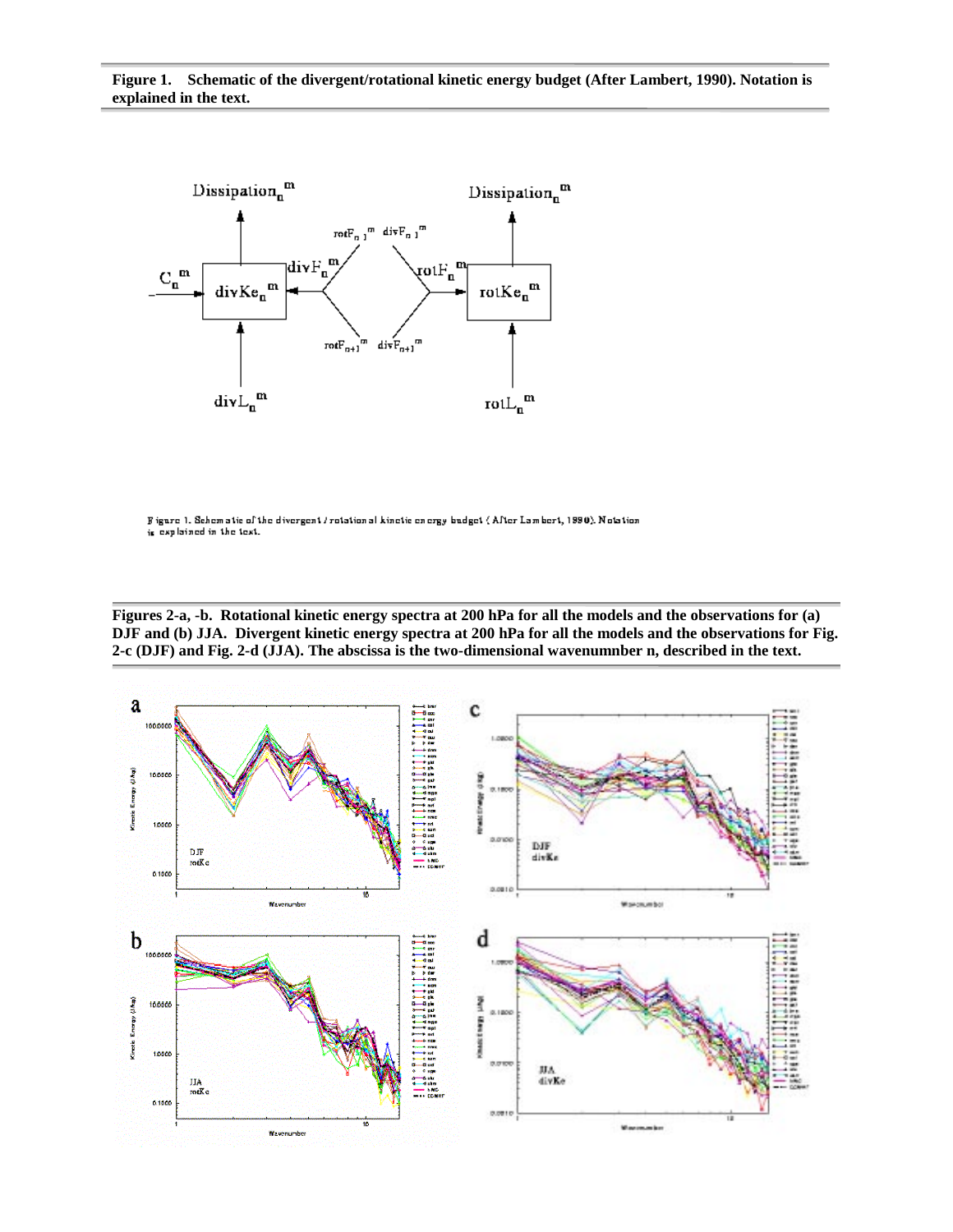**Figure 1. Schematic of the divergent/rotational kinetic energy budget (After Lambert, 1990). Notation is explained in the text.**

Figure 1. Schematic of the divergent / rotational kinetic energy budget (After Lambert, 1990). Notation is explained in the text.

**Figures 2-a, -b. Rotational kinetic energy spectra at 200 hPa for all the models and the observations for (a) DJF and (b) JJA. Divergent kinetic energy spectra at 200 hPa for all the models and the observations for Fig. 2-c (DJF) and Fig. 2-d (JJA). The abscissa is the two-dimensional wavenumnber n, described in the text.**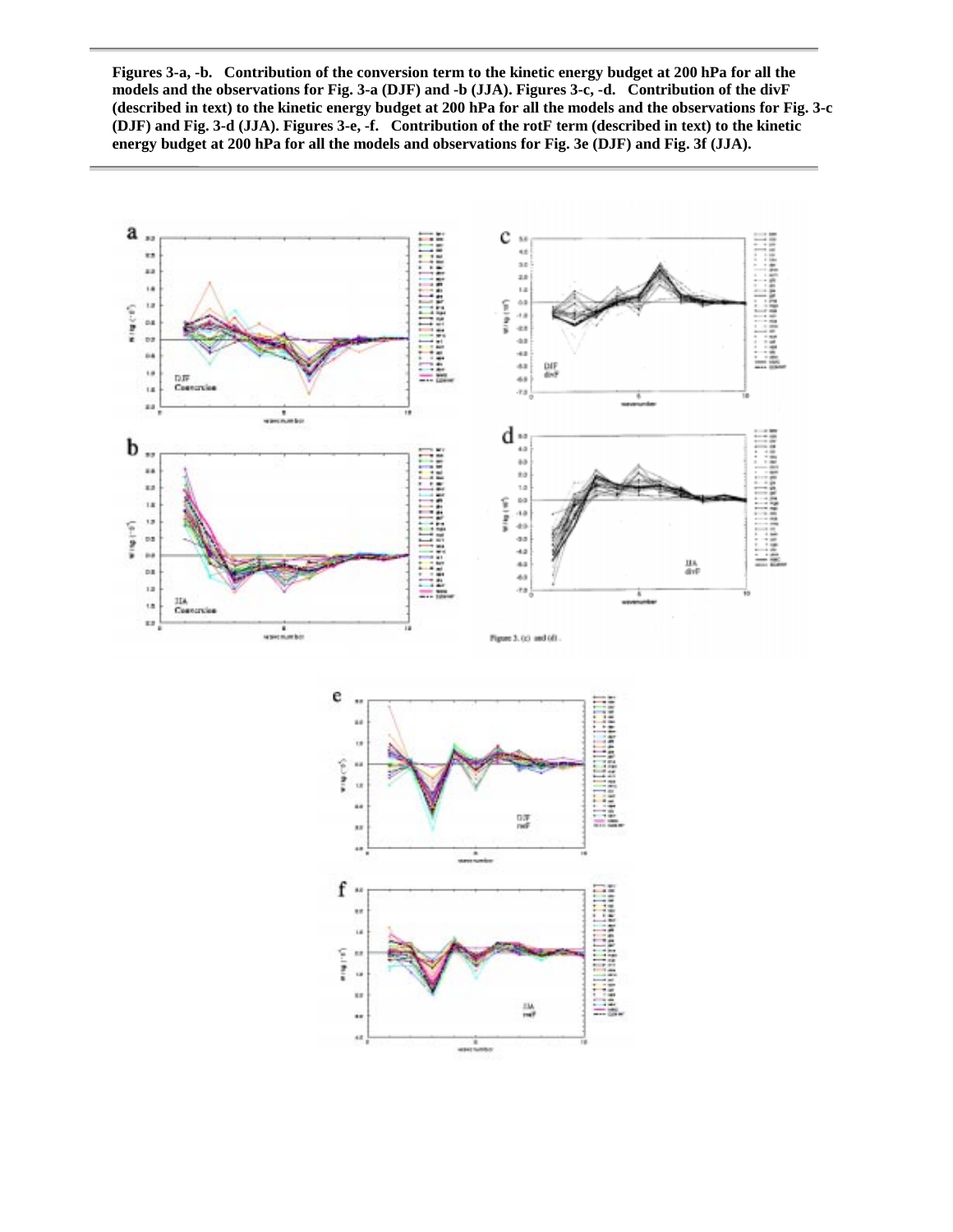**Figures 3-a, -b. Contribution of the conversion term to the kinetic energy budget at 200 hPa for all the models and the observations for Fig. 3-a (DJF) and -b (JJA). Figures 3-c, -d. Contribution of the divF (described in text) to the kinetic energy budget at 200 hPa for all the models and the observations for Fig. 3-c (DJF) and Fig. 3-d (JJA). Figures 3-e, -f. Contribution of the rotF term (described in text) to the kinetic energy budget at 200 hPa for all the models and observations for Fig. 3e (DJF) and Fig. 3f (JJA).**

Figure 3. (c) and (d).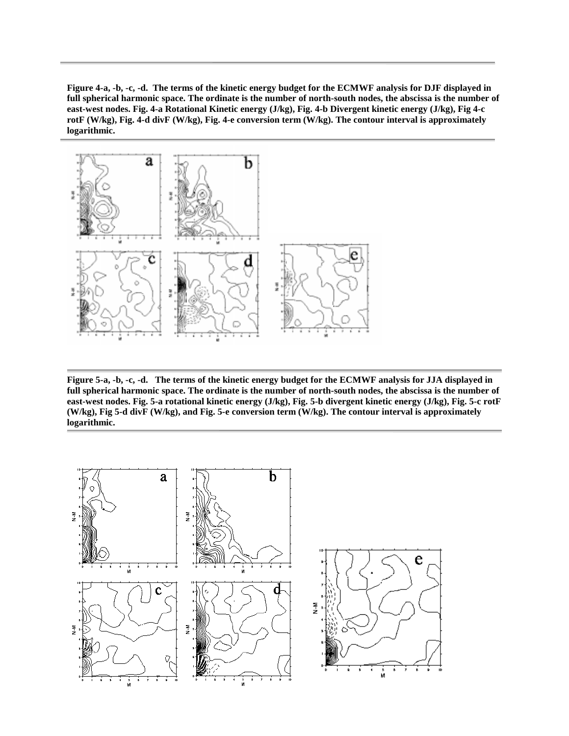**Figure 4-a, -b, -c, -d. The terms of the kinetic energy budget for the ECMWF analysis for DJF displayed in full spherical harmonic space. The ordinate is the number of north-south nodes, the abscissa is the number of east-west nodes. Fig. 4-a Rotational Kinetic energy (J/kg), Fig. 4-b Divergent kinetic energy (J/kg), Fig 4-c rotF (W/kg), Fig. 4-d divF (W/kg), Fig. 4-e conversion term (W/kg). The contour interval is approximately logarithmic.**

**Figure 5-a, -b, -c, -d. The terms of the kinetic energy budget for the ECMWF analysis for JJA displayed in full spherical harmonic space. The ordinate is the number of north-south nodes, the abscissa is the number of east-west nodes. Fig. 5-a rotational kinetic energy (J/kg), Fig. 5-b divergent kinetic energy (J/kg), Fig. 5-c rotF (W/kg), Fig 5-d divF (W/kg), and Fig. 5-e conversion term (W/kg). The contour interval is approximately logarithmic.**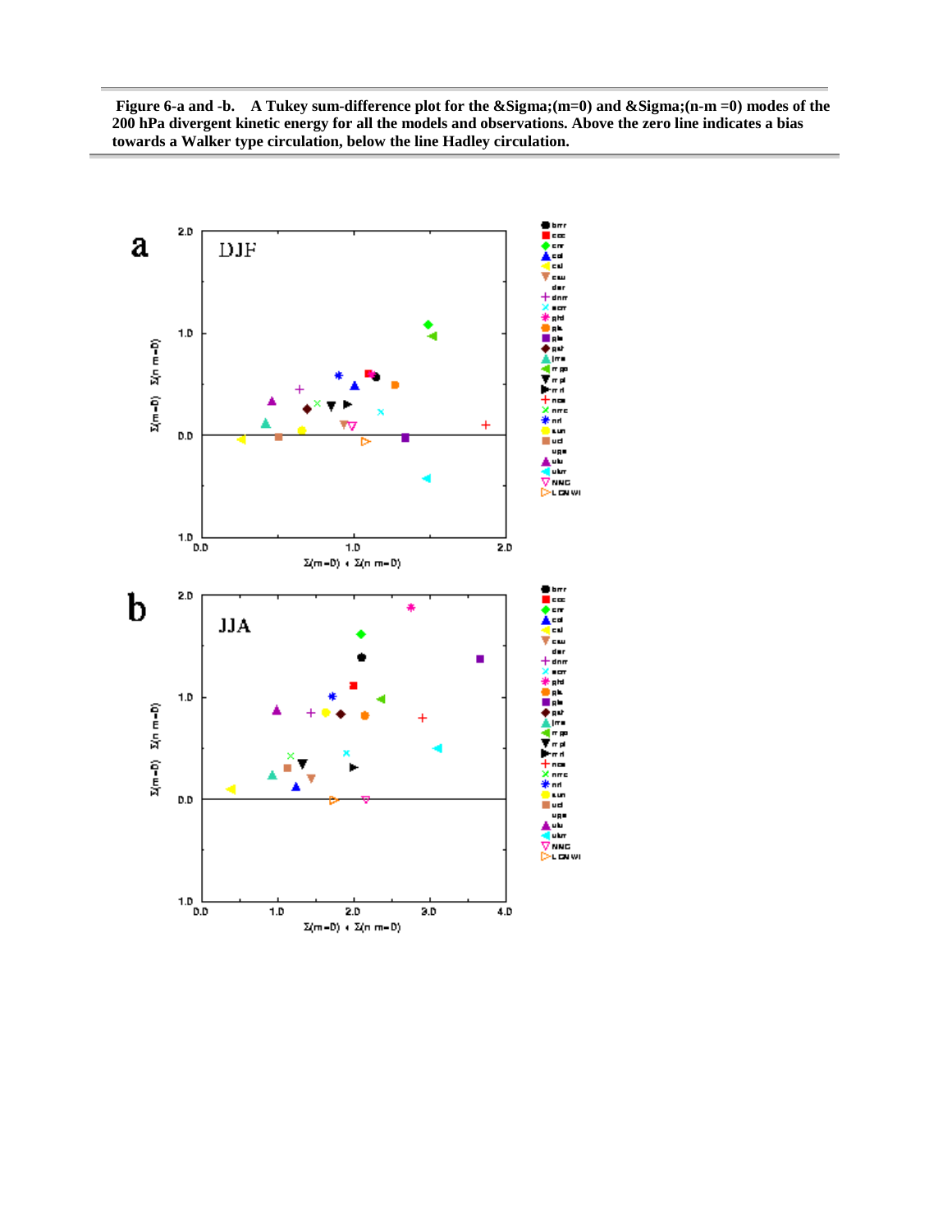**Figure 6-a and -b. A Tukey sum-difference plot for the $\Sigma(m=0)$ and $\Sigma(n-m=0)$ modes of the 200 hPa divergent kinetic energy for all the models and observations. Above the zero line indicates a bias towards a Walker type circulation, below the line Hadley circulation.**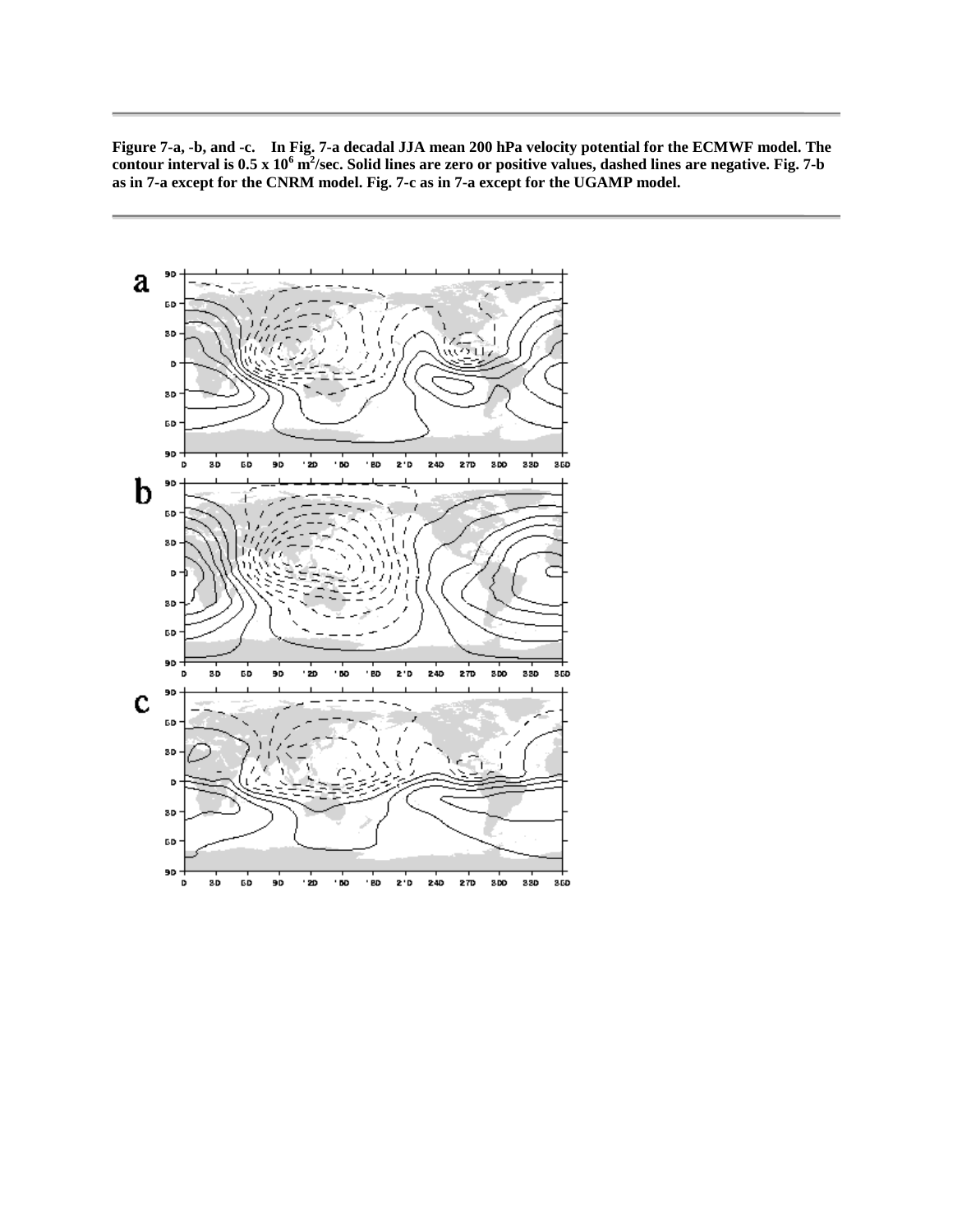**Figure 7-a, -b, and -c. In Fig. 7-a decadal JJA mean 200 hPa velocity potential for the ECMWF model. The contour interval is 0.5 x $10^6$ $m^2$/sec. Solid lines are zero or positive values, dashed lines are negative. Fig. 7-b as in 7-a except for the CNRM model. Fig. 7-c as in 7-a except for the UGAMP model.**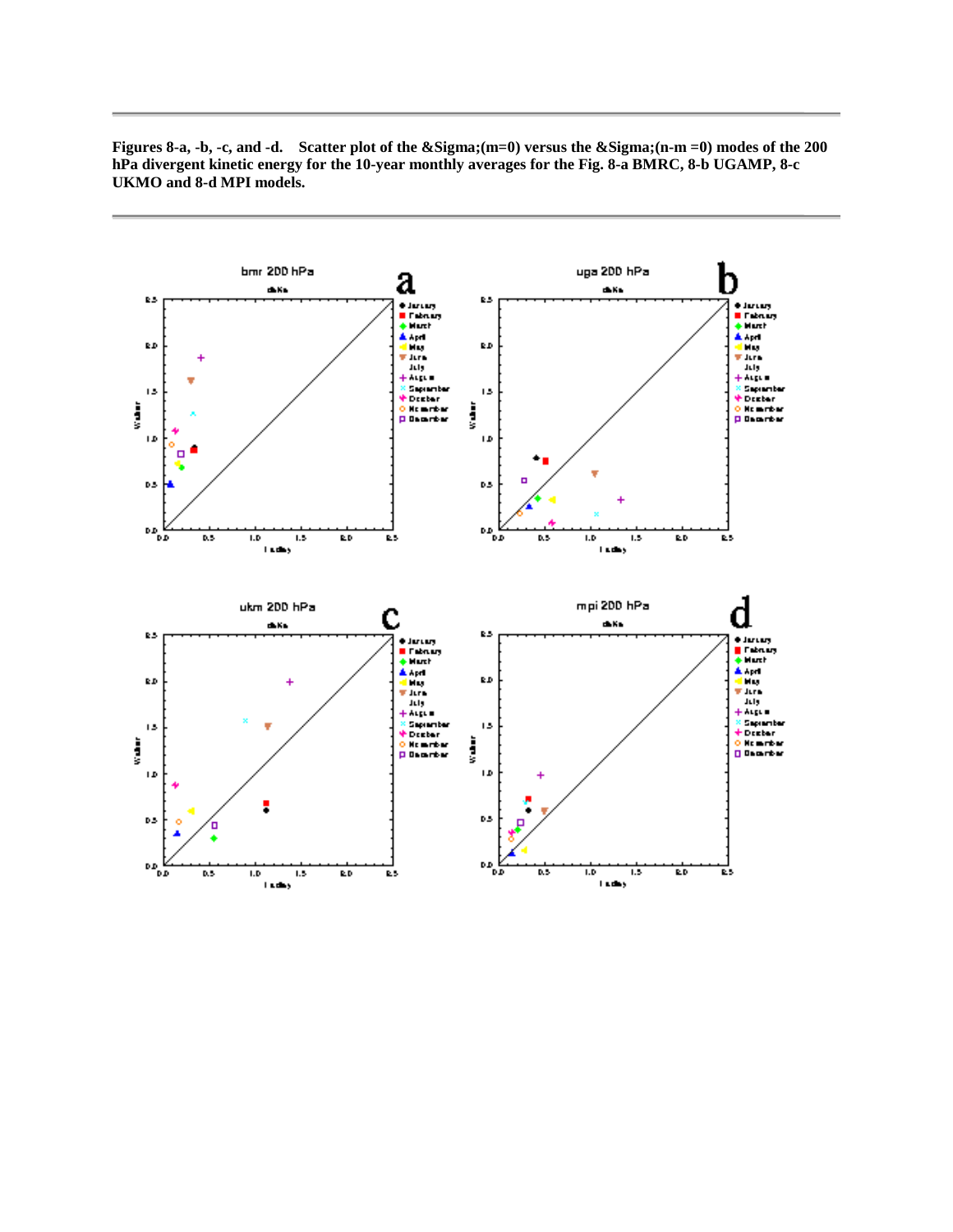**Figures 8-a, -b, -c, and -d. Scatter plot of the &Sigma;(m=0) versus the &Sigma;(n-m =0) modes of the 200 hPa divergent kinetic energy for the 10-year monthly averages for the Fig. 8-a BMRC, 8-b UGAMP, 8-c UKMO and 8-d MPI models.**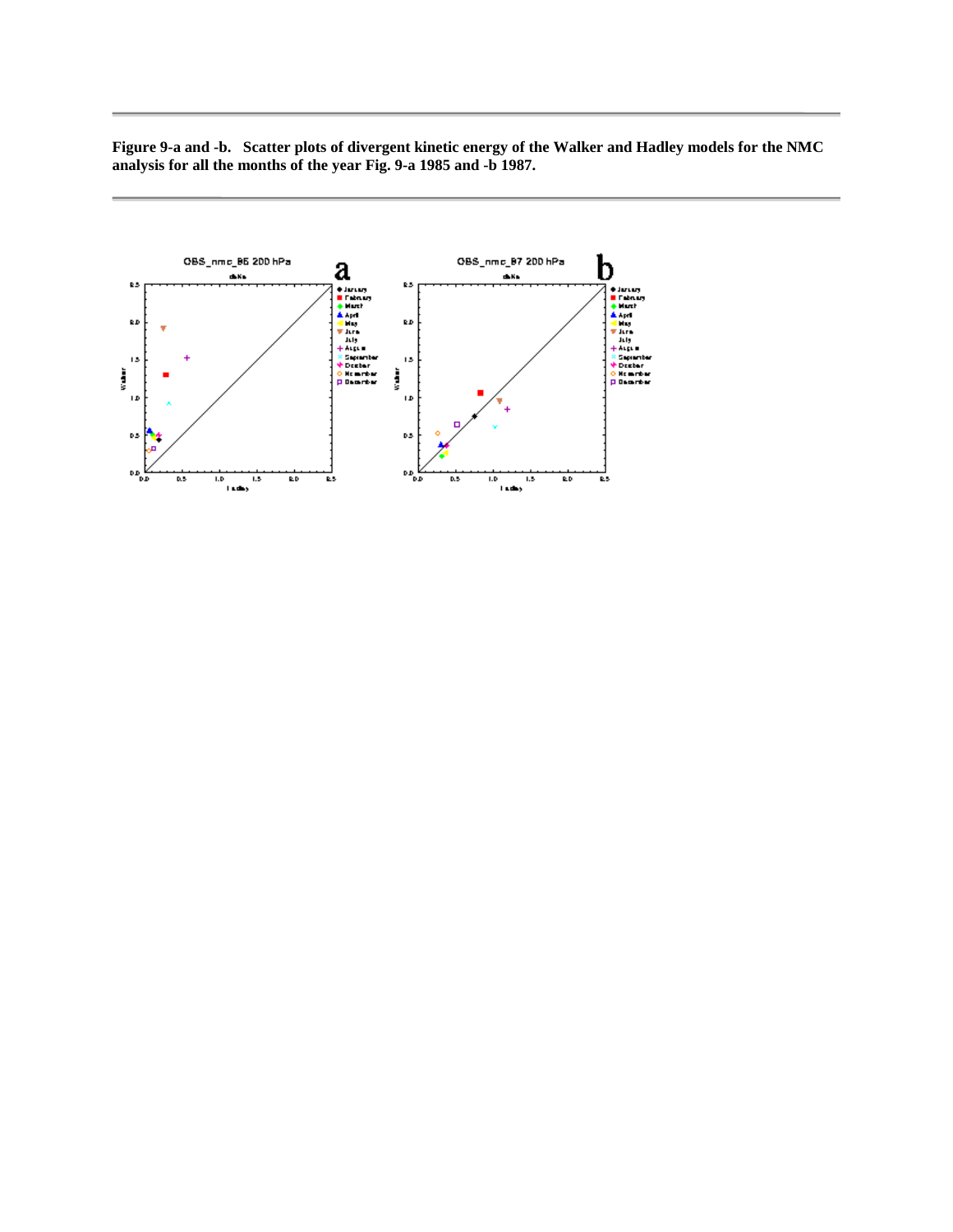**Figure 9-a and -b. Scatter plots of divergent kinetic energy of the Walker and Hadley models for the NMC analysis for all the months of the year Fig. 9-a 1985 and -b 1987.**

OBS_nmc_85 200 hPa

a

dkKe

Walker

Hadley

0.0 0.5 1.0 1.5 2.0 2.5

January
February
March
April
May
June
July
August
September
October
November
December

OBS_nmc_87 200 hPa

b

dkKe

Walker

Hadley

0.0 0.5 1.0 1.5 2.0 2.5

January
February
March
April
May
June
July
August
September
October
November
December